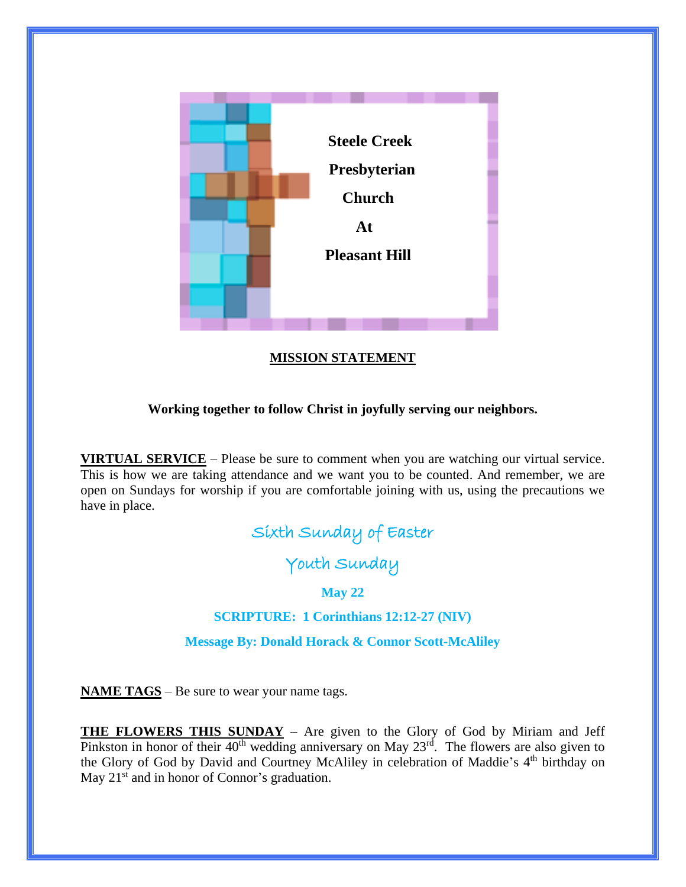**Steele Creek Presbyterian Church At Pleasant Hill**

## MISSION STATEMENT

**Working together to follow Christ in joyfully serving our neighbors.**

**VIRTUAL SERVICE** – Please be sure to comment when you are watching our virtual service. This is how we are taking attendance and we want you to be counted. And remember, we are open on Sundays for worship if you are comfortable joining with us, using the precautions we have in place.

## Sixth Sunday of Easter

## Youth Sunday

**May 22**

**SCRIPTURE: 1 Corinthians 12:12-27 (NIV)**

**Message By: Donald Horack & Connor Scott-McAliley**

**NAME TAGS** – Be sure to wear your name tags.

**THE FLOWERS THIS SUNDAY** – Are given to the Glory of God by Miriam and Jeff Pinkston in honor of their 40th wedding anniversary on May 23rd. The flowers are also given to the Glory of God by David and Courtney McAliley in celebration of Maddie's 4th birthday on May 21st and in honor of Connor's graduation.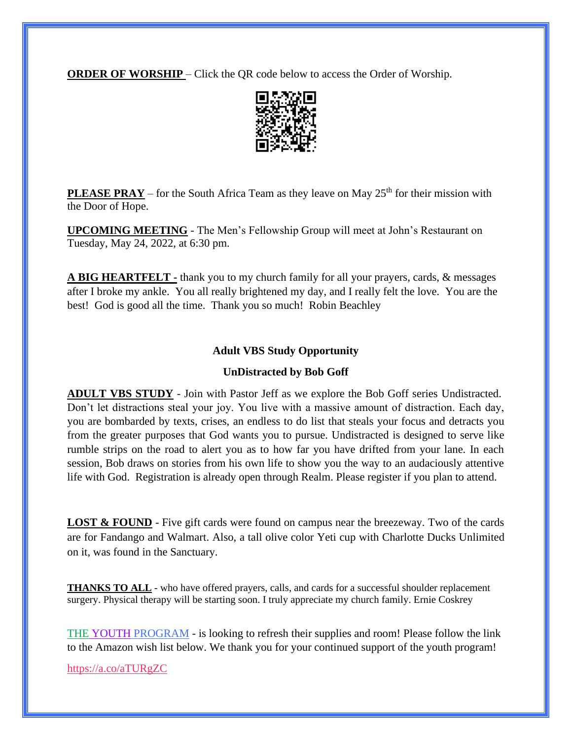**ORDER OF WORSHIP** – Click the QR code below to access the Order of Worship.

**PLEASE PRAY** – for the South Africa Team as they leave on May 25th for their mission with the Door of Hope.

**UPCOMING MEETING** - The Men's Fellowship Group will meet at John's Restaurant on Tuesday, May 24, 2022, at 6:30 pm.

**A BIG HEARTFELT -** thank you to my church family for all your prayers, cards, & messages after I broke my ankle. You all really brightened my day, and I really felt the love. You are the best! God is good all the time. Thank you so much! Robin Beachley

**Adult VBS Study Opportunity**

**UnDistracted by Bob Goff**

**ADULT VBS STUDY** - Join with Pastor Jeff as we explore the Bob Goff series Undistracted. Don't let distractions steal your joy. You live with a massive amount of distraction. Each day, you are bombarded by texts, crises, an endless to do list that steals your focus and detracts you from the greater purposes that God wants you to pursue. Undistracted is designed to serve like rumble strips on the road to alert you as to how far you have drifted from your lane. In each session, Bob draws on stories from his own life to show you the way to an audaciously attentive life with God. Registration is already open through Realm. Please register if you plan to attend.

**LOST & FOUND** - Five gift cards were found on campus near the breezeway. Two of the cards are for Fandango and Walmart. Also, a tall olive color Yeti cup with Charlotte Ducks Unlimited on it, was found in the Sanctuary.

**THANKS TO ALL** - who have offered prayers, calls, and cards for a successful shoulder replacement surgery. Physical therapy will be starting soon. I truly appreciate my church family. Ernie Coskrey

THE YOUTH PROGRAM - is looking to refresh their supplies and room! Please follow the link to the Amazon wish list below. We thank you for your continued support of the youth program!

https://a.co/aTURgZC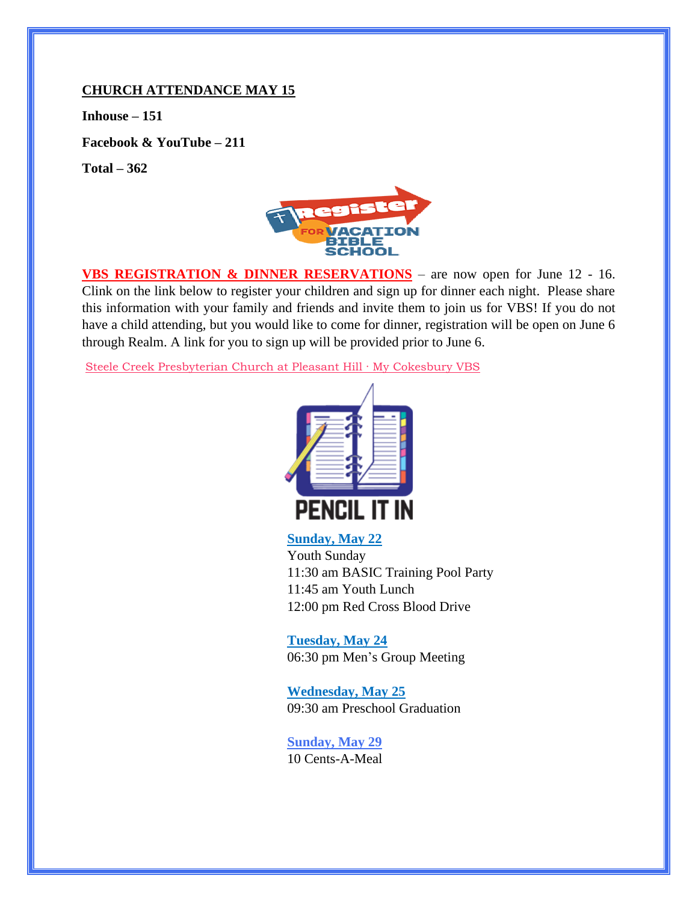**CHURCH ATTENDANCE MAY 15**

**Inhouse – 151**

**Facebook & YouTube – 211**

**Total – 362**

**VBS REGISTRATION & DINNER RESERVATIONS** – are now open for June 12 - 16. Clink on the link below to register your children and sign up for dinner each night. Please share this information with your family and friends and invite them to join us for VBS! If you do not have a child attending, but you would like to come for dinner, registration will be open on June 6 through Realm. A link for you to sign up will be provided prior to June 6.

Steele Creek Presbyterian Church at Pleasant Hill · My Cokesbury VBS

**Sunday, May 22**
Youth Sunday
11:30 am BASIC Training Pool Party
11:45 am Youth Lunch
12:00 pm Red Cross Blood Drive

**Tuesday, May 24**
06:30 pm Men's Group Meeting

**Wednesday, May 25**
09:30 am Preschool Graduation

**Sunday, May 29**
10 Cents-A-Meal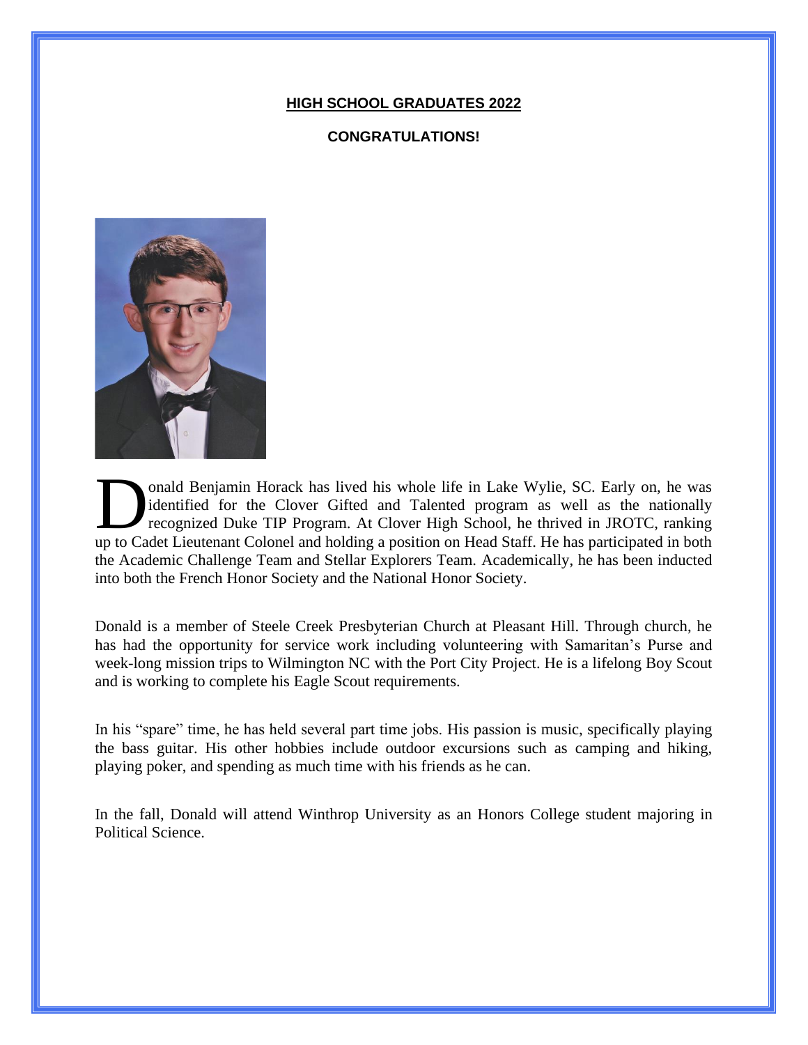**HIGH SCHOOL GRADUATES 2022**

**CONGRATULATIONS!**

Donald Benjamin Horack has lived his whole life in Lake Wylie, SC. Early on, he was identified for the Clover Gifted and Talented program as well as the nationally recognized Duke TIP Program. At Clover High School, he thrived in JROTC, ranking up to Cadet Lieutenant Colonel and holding a position on Head Staff. He has participated in both the Academic Challenge Team and Stellar Explorers Team. Academically, he has been inducted into both the French Honor Society and the National Honor Society.

Donald is a member of Steele Creek Presbyterian Church at Pleasant Hill. Through church, he has had the opportunity for service work including volunteering with Samaritan's Purse and week-long mission trips to Wilmington NC with the Port City Project. He is a lifelong Boy Scout and is working to complete his Eagle Scout requirements.

In his "spare" time, he has held several part time jobs. His passion is music, specifically playing the bass guitar. His other hobbies include outdoor excursions such as camping and hiking, playing poker, and spending as much time with his friends as he can.

In the fall, Donald will attend Winthrop University as an Honors College student majoring in Political Science.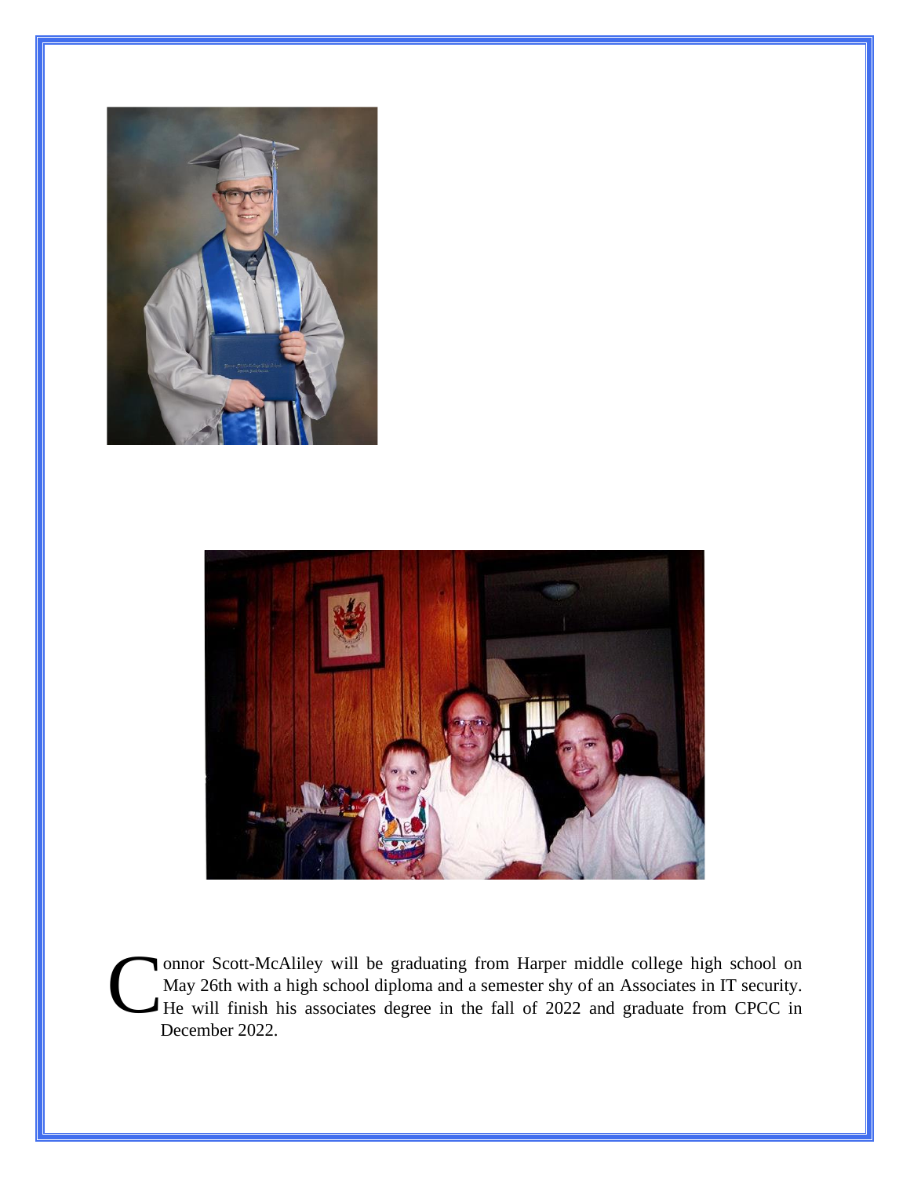Connor Scott-McAliley will be graduating from Harper middle college high school on May 26th with a high school diploma and a semester shy of an Associates in IT security. He will finish his associates degree in the fall of 2022 and graduate from CPCC in December 2022.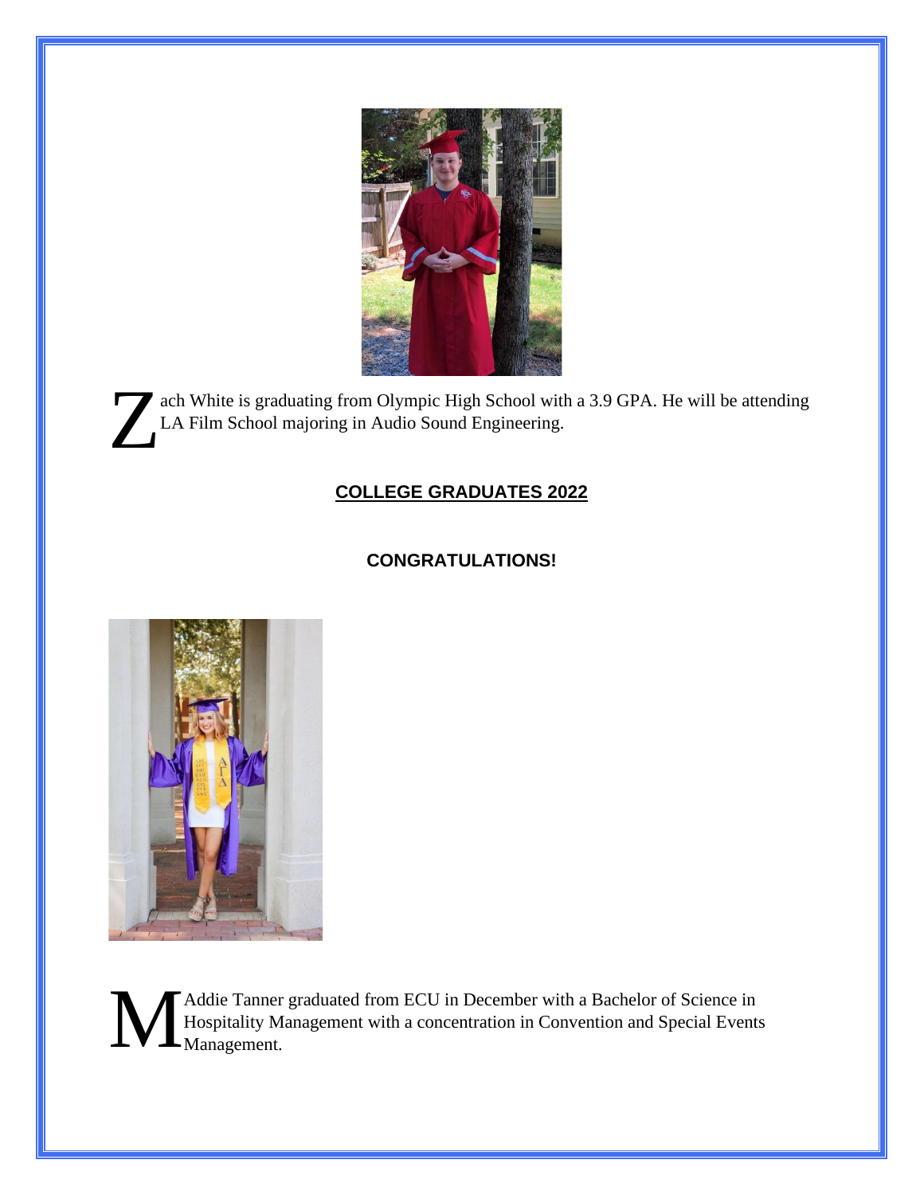Zach White is graduating from Olympic High School with a 3.9 GPA. He will be attending LA Film School majoring in Audio Sound Engineering.

**COLLEGE GRADUATES 2022**

**CONGRATULATIONS!**

MAddie Tanner graduated from ECU in December with a Bachelor of Science in Hospitality Management with a concentration in Convention and Special Events Management.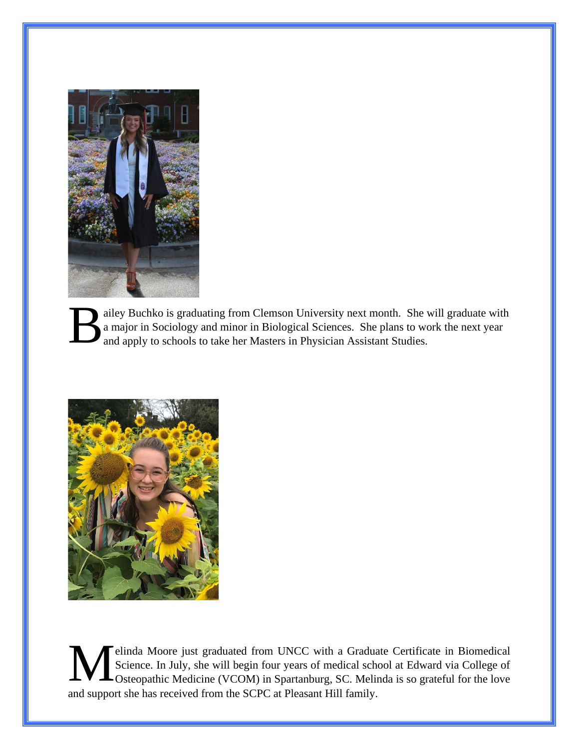Bailey Buchko is graduating from Clemson University next month. She will graduate with a major in Sociology and minor in Biological Sciences. She plans to work the next year and apply to schools to take her Masters in Physician Assistant Studies.

Melinda Moore just graduated from UNCC with a Graduate Certificate in Biomedical Science. In July, she will begin four years of medical school at Edward via College of Osteopathic Medicine (VCOM) in Spartanburg, SC. Melinda is so grateful for the love and support she has received from the SCPC at Pleasant Hill family.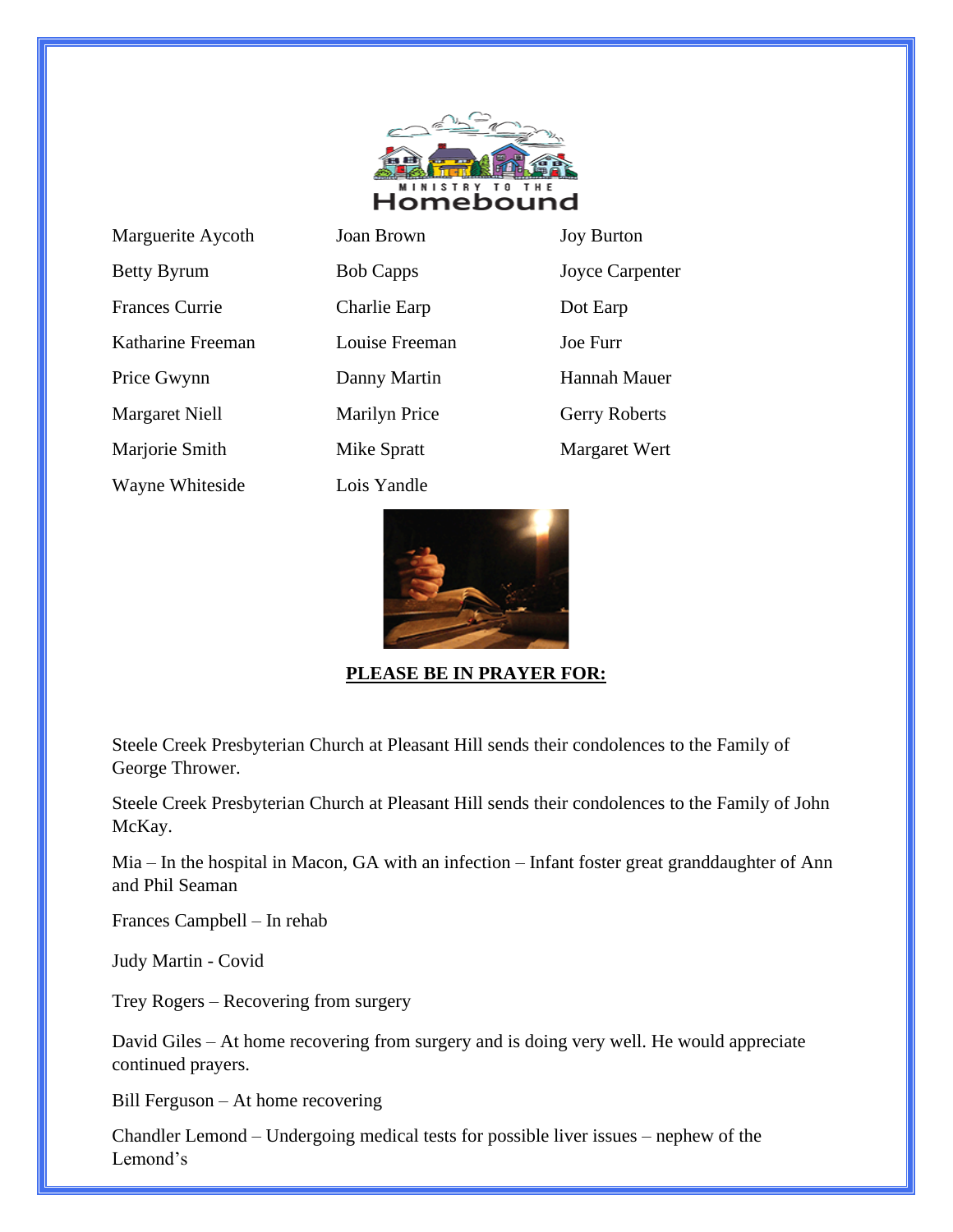MINISTRY TO THE

# Homebound

| | | |
|---|---|---|
| Marguerite Aycoth | Joan Brown | Joy Burton |
| Betty Byrum | Bob Capps | Joyce Carpenter |
| Frances Currie | Charlie Earp | Dot Earp |
| Katharine Freeman | Louise Freeman | Joe Furr |
| Price Gwynn | Danny Martin | Hannah Mauer |
| Margaret Niell | Marilyn Price | Gerry Roberts |
| Marjorie Smith | Mike Spratt | Margaret Wert |
| Wayne Whiteside | Lois Yandle | |

**PLEASE BE IN PRAYER FOR:**

Steele Creek Presbyterian Church at Pleasant Hill sends their condolences to the Family of George Thrower.

Steele Creek Presbyterian Church at Pleasant Hill sends their condolences to the Family of John McKay.

Mia – In the hospital in Macon, GA with an infection – Infant foster great granddaughter of Ann and Phil Seaman

Frances Campbell – In rehab

Judy Martin - Covid

Trey Rogers – Recovering from surgery

David Giles – At home recovering from surgery and is doing very well. He would appreciate continued prayers.

Bill Ferguson – At home recovering

Chandler Lemond – Undergoing medical tests for possible liver issues – nephew of the Lemond's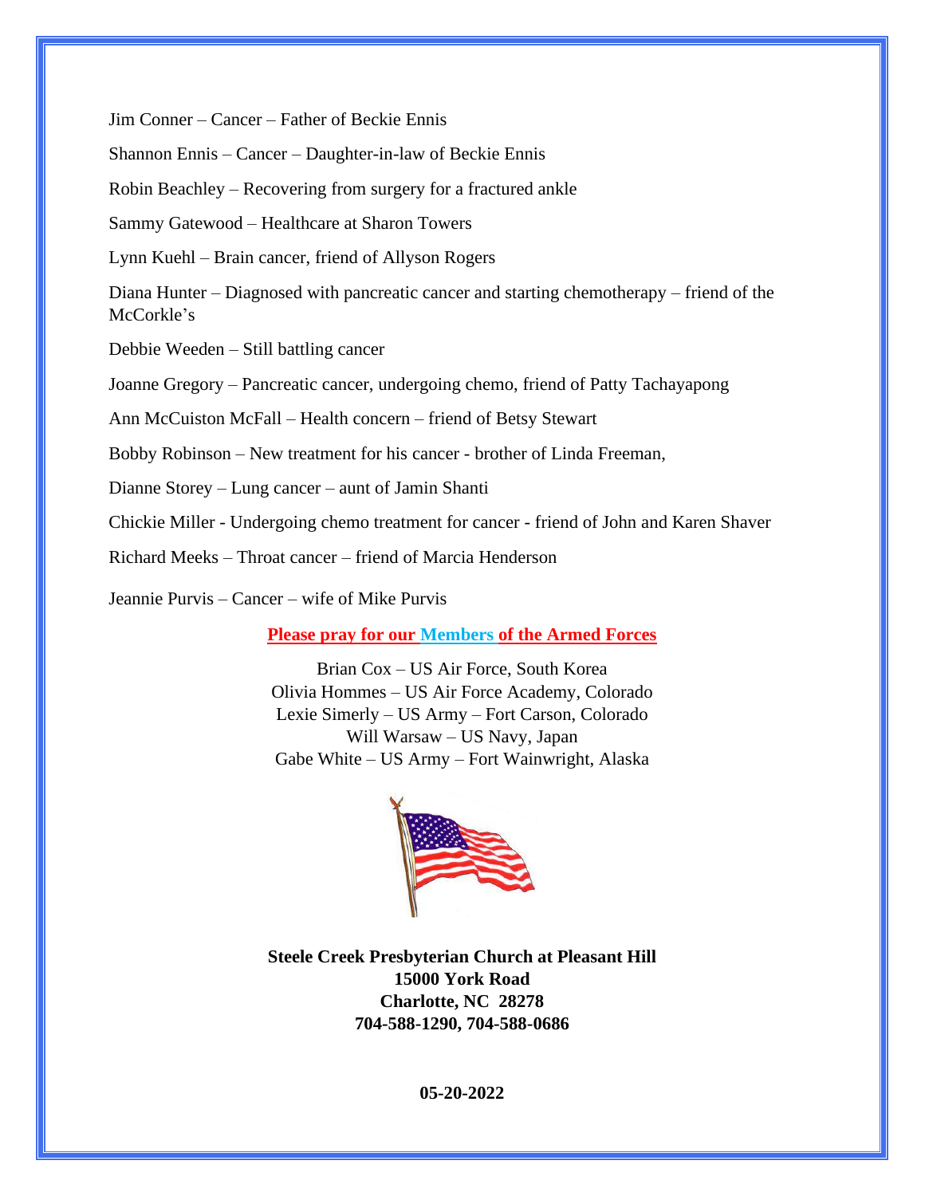Jim Conner – Cancer – Father of Beckie Ennis

Shannon Ennis – Cancer – Daughter-in-law of Beckie Ennis

Robin Beachley – Recovering from surgery for a fractured ankle

Sammy Gatewood – Healthcare at Sharon Towers

Lynn Kuehl – Brain cancer, friend of Allyson Rogers

Diana Hunter – Diagnosed with pancreatic cancer and starting chemotherapy – friend of the McCorkle's

Debbie Weeden – Still battling cancer

Joanne Gregory – Pancreatic cancer, undergoing chemo, friend of Patty Tachayapong

Ann McCuiston McFall – Health concern – friend of Betsy Stewart

Bobby Robinson – New treatment for his cancer - brother of Linda Freeman,

Dianne Storey – Lung cancer – aunt of Jamin Shanti

Chickie Miller - Undergoing chemo treatment for cancer - friend of John and Karen Shaver

Richard Meeks – Throat cancer – friend of Marcia Henderson

Jeannie Purvis – Cancer – wife of Mike Purvis

**Please pray for our Members of the Armed Forces**

Brian Cox – US Air Force, South Korea
Olivia Hommes – US Air Force Academy, Colorado
Lexie Simerly – US Army – Fort Carson, Colorado
Will Warsaw – US Navy, Japan
Gabe White – US Army – Fort Wainwright, Alaska

**Steele Creek Presbyterian Church at Pleasant Hill**
**15000 York Road**
**Charlotte, NC 28278**
**704-588-1290, 704-588-0686**

**05-20-2022**